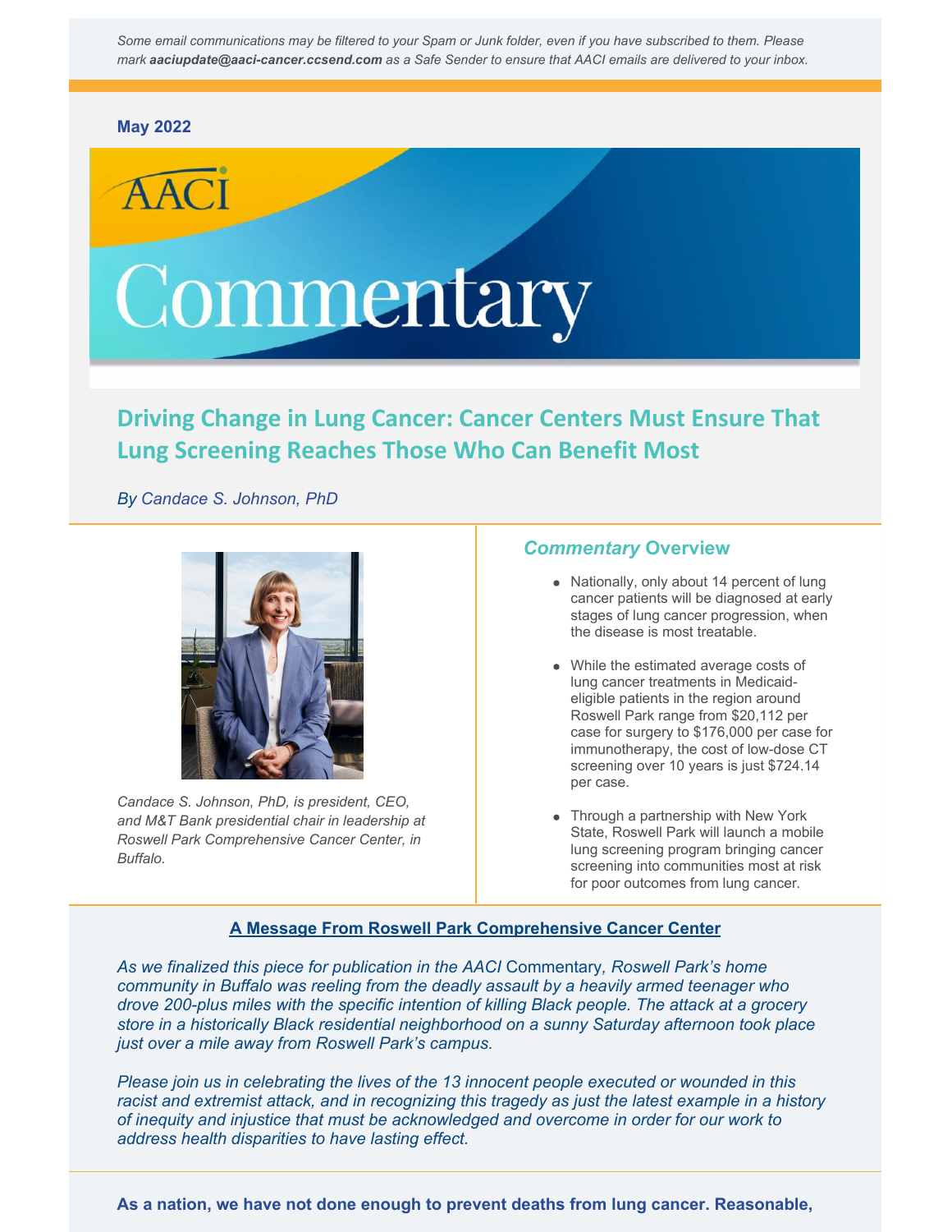*Some email communications may be filtered to your Spam or Junk folder, even if you have subscribed to them. Please mark **aaciupdate@aaci-cancer.ccsend.com** as a Safe Sender to ensure that AACI emails are delivered to your inbox.*

**May 2022**

AACI

Commentary

## Driving Change in Lung Cancer: Cancer Centers Must Ensure That Lung Screening Reaches Those Who Can Benefit Most

*By Candace S. Johnson, PhD*

*Candace S. Johnson, PhD, is president, CEO, and M&T Bank presidential chair in leadership at Roswell Park Comprehensive Cancer Center, in Buffalo.*

### *Commentary* Overview

- Nationally, only about 14 percent of lung cancer patients will be diagnosed at early stages of lung cancer progression, when the disease is most treatable.
- While the estimated average costs of lung cancer treatments in Medicaid-eligible patients in the region around Roswell Park range from $20,112 per case for surgery to $176,000 per case for immunotherapy, the cost of low-dose CT screening over 10 years is just $724.14 per case.
- Through a partnership with New York State, Roswell Park will launch a mobile lung screening program bringing cancer screening into communities most at risk for poor outcomes from lung cancer.

**A Message From Roswell Park Comprehensive Cancer Center**

*As we finalized this piece for publication in the AACI* Commentary*, Roswell Park's home community in Buffalo was reeling from the deadly assault by a heavily armed teenager who drove 200-plus miles with the specific intention of killing Black people. The attack at a grocery store in a historically Black residential neighborhood on a sunny Saturday afternoon took place just over a mile away from Roswell Park's campus.*

*Please join us in celebrating the lives of the 13 innocent people executed or wounded in this racist and extremist attack, and in recognizing this tragedy as just the latest example in a history of inequity and injustice that must be acknowledged and overcome in order for our work to address health disparities to have lasting effect.*

**As a nation, we have not done enough to prevent deaths from lung cancer. Reasonable,**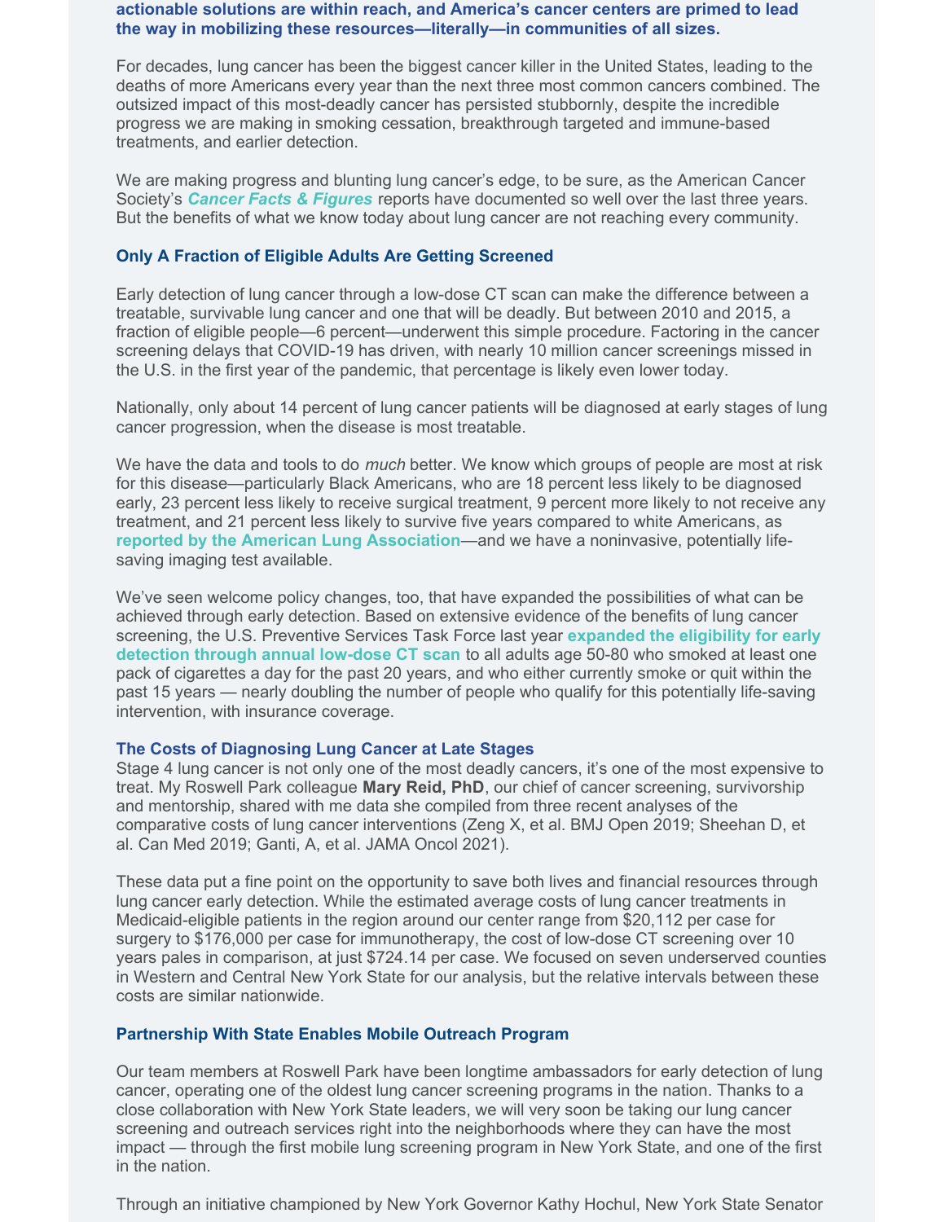**actionable solutions are within reach, and America's cancer centers are primed to lead the way in mobilizing these resources—literally—in communities of all sizes.**

For decades, lung cancer has been the biggest cancer killer in the United States, leading to the deaths of more Americans every year than the next three most common cancers combined. The outsized impact of this most-deadly cancer has persisted stubbornly, despite the incredible progress we are making in smoking cessation, breakthrough targeted and immune-based treatments, and earlier detection.

We are making progress and blunting lung cancer's edge, to be sure, as the American Cancer Society's ***Cancer Facts & Figures*** reports have documented so well over the last three years. But the benefits of what we know today about lung cancer are not reaching every community.

### Only A Fraction of Eligible Adults Are Getting Screened

Early detection of lung cancer through a low-dose CT scan can make the difference between a treatable, survivable lung cancer and one that will be deadly. But between 2010 and 2015, a fraction of eligible people—6 percent—underwent this simple procedure. Factoring in the cancer screening delays that COVID-19 has driven, with nearly 10 million cancer screenings missed in the U.S. in the first year of the pandemic, that percentage is likely even lower today.

Nationally, only about 14 percent of lung cancer patients will be diagnosed at early stages of lung cancer progression, when the disease is most treatable.

We have the data and tools to do *much* better. We know which groups of people are most at risk for this disease—particularly Black Americans, who are 18 percent less likely to be diagnosed early, 23 percent less likely to receive surgical treatment, 9 percent more likely to not receive any treatment, and 21 percent less likely to survive five years compared to white Americans, as **reported by the American Lung Association**—and we have a noninvasive, potentially life-saving imaging test available.

We've seen welcome policy changes, too, that have expanded the possibilities of what can be achieved through early detection. Based on extensive evidence of the benefits of lung cancer screening, the U.S. Preventive Services Task Force last year **expanded the eligibility for early detection through annual low-dose CT scan** to all adults age 50-80 who smoked at least one pack of cigarettes a day for the past 20 years, and who either currently smoke or quit within the past 15 years — nearly doubling the number of people who qualify for this potentially life-saving intervention, with insurance coverage.

### The Costs of Diagnosing Lung Cancer at Late Stages

Stage 4 lung cancer is not only one of the most deadly cancers, it's one of the most expensive to treat. My Roswell Park colleague **Mary Reid, PhD**, our chief of cancer screening, survivorship and mentorship, shared with me data she compiled from three recent analyses of the comparative costs of lung cancer interventions (Zeng X, et al. BMJ Open 2019; Sheehan D, et al. Can Med 2019; Ganti, A, et al. JAMA Oncol 2021).

These data put a fine point on the opportunity to save both lives and financial resources through lung cancer early detection. While the estimated average costs of lung cancer treatments in Medicaid-eligible patients in the region around our center range from $20,112 per case for surgery to $176,000 per case for immunotherapy, the cost of low-dose CT screening over 10 years pales in comparison, at just $724.14 per case. We focused on seven underserved counties in Western and Central New York State for our analysis, but the relative intervals between these costs are similar nationwide.

### Partnership With State Enables Mobile Outreach Program

Our team members at Roswell Park have been longtime ambassadors for early detection of lung cancer, operating one of the oldest lung cancer screening programs in the nation. Thanks to a close collaboration with New York State leaders, we will very soon be taking our lung cancer screening and outreach services right into the neighborhoods where they can have the most impact — through the first mobile lung screening program in New York State, and one of the first in the nation.

Through an initiative championed by New York Governor Kathy Hochul, New York State Senator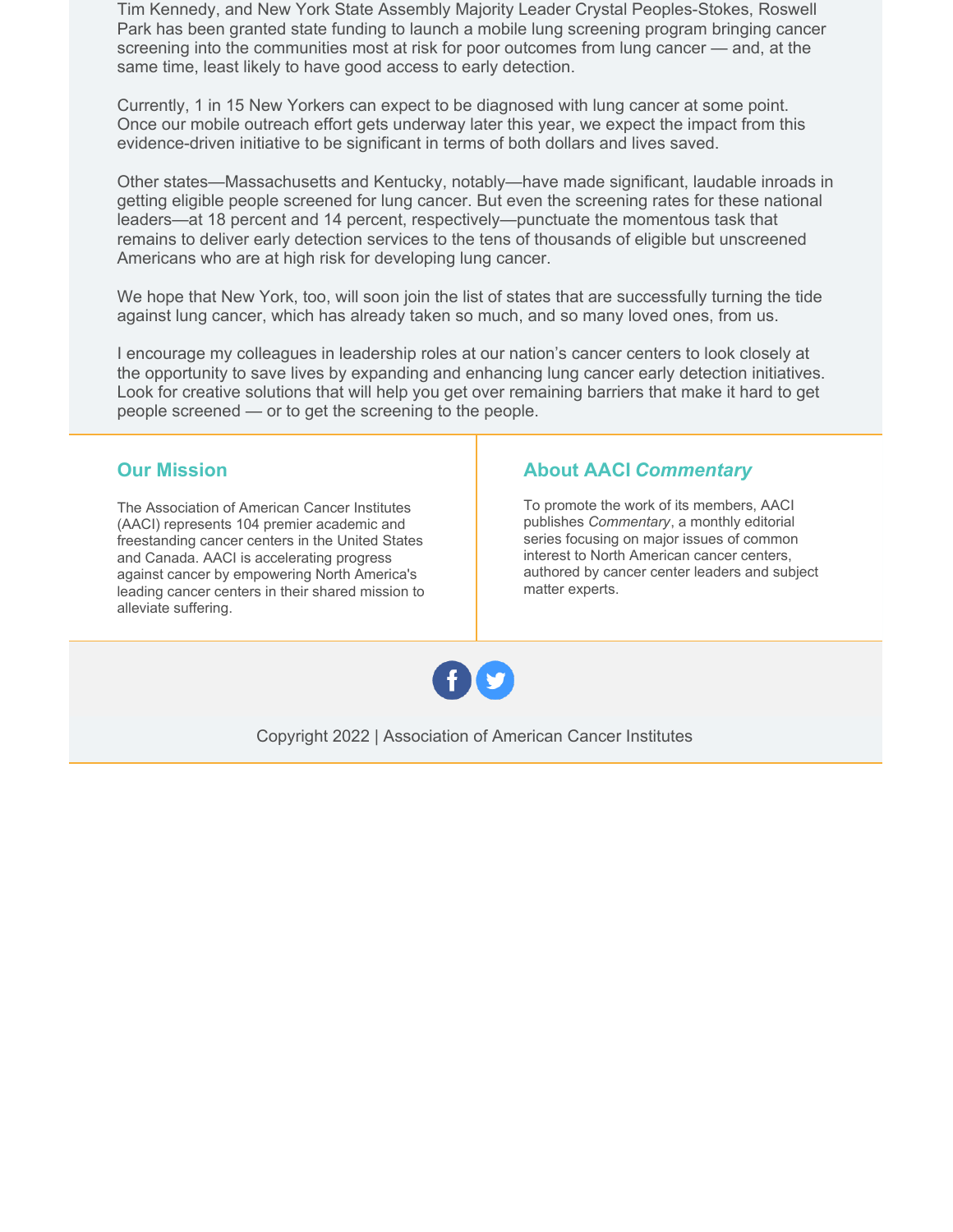Tim Kennedy, and New York State Assembly Majority Leader Crystal Peoples-Stokes, Roswell Park has been granted state funding to launch a mobile lung screening program bringing cancer screening into the communities most at risk for poor outcomes from lung cancer — and, at the same time, least likely to have good access to early detection.

Currently, 1 in 15 New Yorkers can expect to be diagnosed with lung cancer at some point. Once our mobile outreach effort gets underway later this year, we expect the impact from this evidence-driven initiative to be significant in terms of both dollars and lives saved.

Other states—Massachusetts and Kentucky, notably—have made significant, laudable inroads in getting eligible people screened for lung cancer. But even the screening rates for these national leaders—at 18 percent and 14 percent, respectively—punctuate the momentous task that remains to deliver early detection services to the tens of thousands of eligible but unscreened Americans who are at high risk for developing lung cancer.

We hope that New York, too, will soon join the list of states that are successfully turning the tide against lung cancer, which has already taken so much, and so many loved ones, from us.

I encourage my colleagues in leadership roles at our nation's cancer centers to look closely at the opportunity to save lives by expanding and enhancing lung cancer early detection initiatives. Look for creative solutions that will help you get over remaining barriers that make it hard to get people screened — or to get the screening to the people.

## Our Mission

The Association of American Cancer Institutes (AACI) represents 104 premier academic and freestanding cancer centers in the United States and Canada. AACI is accelerating progress against cancer by empowering North America's leading cancer centers in their shared mission to alleviate suffering.

## About AACI *Commentary*

To promote the work of its members, AACI publishes *Commentary*, a monthly editorial series focusing on major issues of common interest to North American cancer centers, authored by cancer center leaders and subject matter experts.

Copyright 2022 | Association of American Cancer Institutes